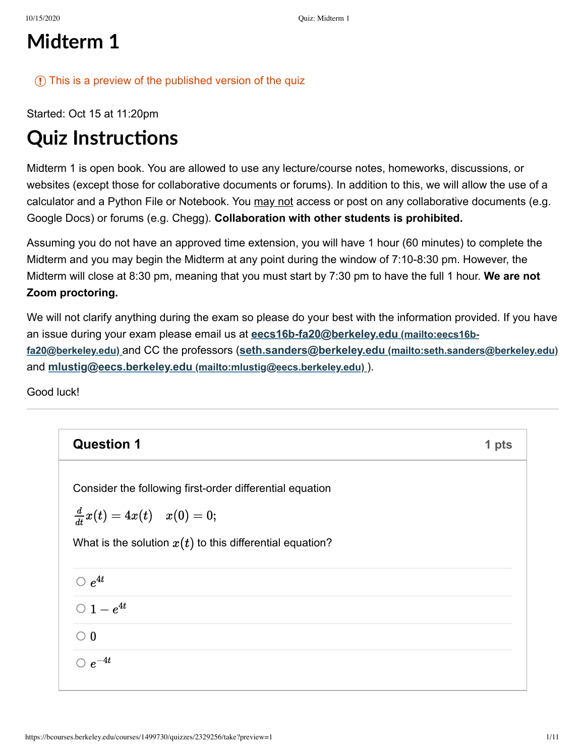# Midterm 1

ⓘ This is a preview of the published version of the quiz

Started: Oct 15 at 11:20pm

# Quiz Instructions

Midterm 1 is open book. You are allowed to use any lecture/course notes, homeworks, discussions, or websites (except those for collaborative documents or forums). In addition to this, we will allow the use of a calculator and a Python File or Notebook. You may not access or post on any collaborative documents (e.g. Google Docs) or forums (e.g. Chegg). **Collaboration with other students is prohibited.**

Assuming you do not have an approved time extension, you will have 1 hour (60 minutes) to complete the Midterm and you may begin the Midterm at any point during the window of 7:10-8:30 pm. However, the Midterm will close at 8:30 pm, meaning that you must start by 7:30 pm to have the full 1 hour. **We are not Zoom proctoring.**

We will not clarify anything during the exam so please do your best with the information provided. If you have an issue during your exam please email us at **eecs16b-fa20@berkeley.edu** (mailto:eecs16b-fa20@berkeley.edu) and CC the professors (**seth.sanders@berkeley.edu** (mailto:seth.sanders@berkeley.edu) and **mlustig@eecs.berkeley.edu** (mailto:mlustig@eecs.berkeley.edu) ).

Good luck!

---

## Question 1 — 1 pts

Consider the following first-order differential equation

$\frac{d}{dt}x(t) = 4x(t) \quad x(0) = 0;$

What is the solution $x(t)$ to this differential equation?

- ○ $e^{4t}$
- ○ $1 - e^{4t}$
- ○ $0$
- ○ $e^{-4t}$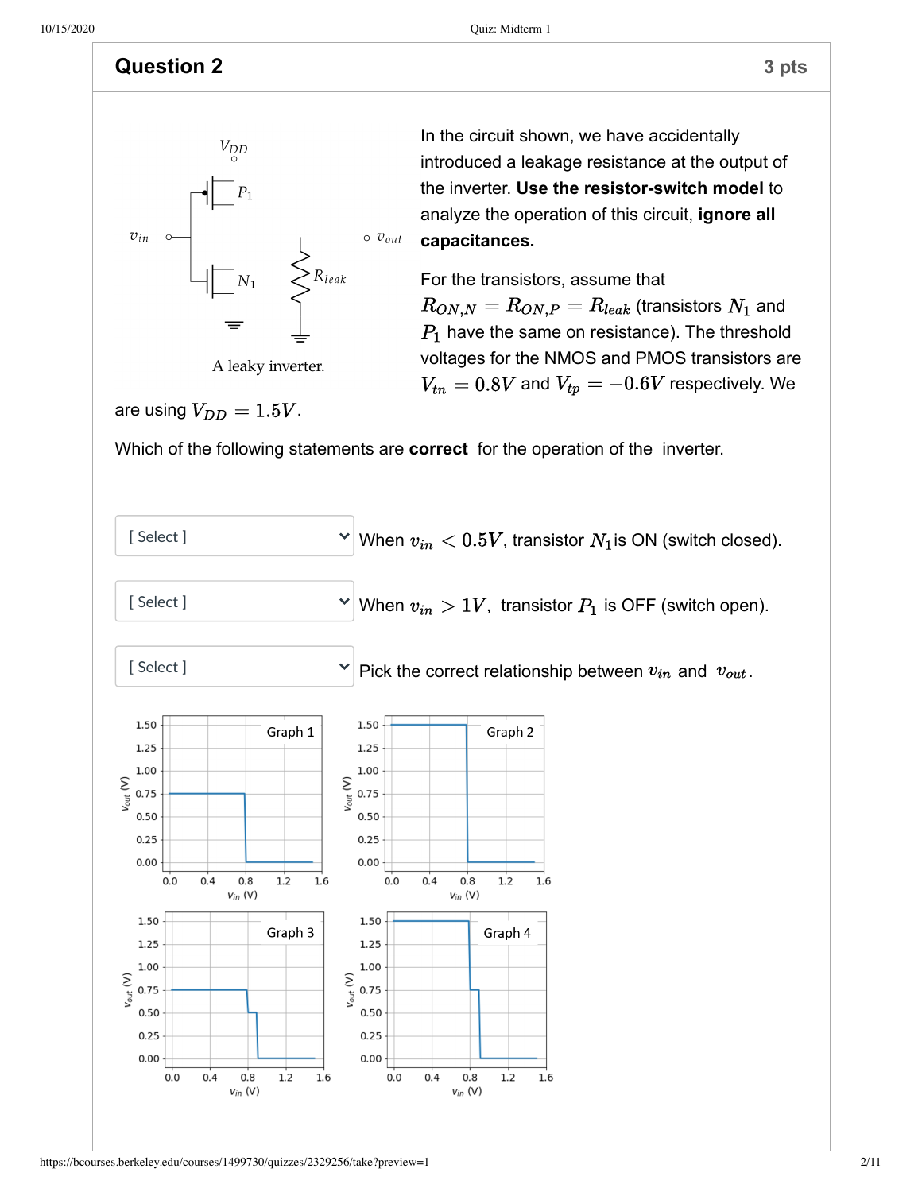## Question 2

3 pts

In the circuit shown, we have accidentally introduced a leakage resistance at the output of the inverter. **Use the resistor-switch model** to analyze the operation of this circuit, **ignore all capacitances.**

A leaky inverter.

For the transistors, assume that $R_{ON,N} = R_{ON,P} = R_{leak}$ (transistors $N_1$ and $P_1$ have the same on resistance). The threshold voltages for the NMOS and PMOS transistors are $V_{tn} = 0.8V$ and $V_{tp} = -0.6V$ respectively. We are using $V_{DD} = 1.5V$.

Which of the following statements are **correct** for the operation of the inverter.

[ Select ] When $v_{in} < 0.5V$, transistor $N_1$ is ON (switch closed).

[ Select ] When $v_{in} > 1V$, transistor $P_1$ is OFF (switch open).

[ Select ] Pick the correct relationship between $v_{in}$ and $v_{out}$.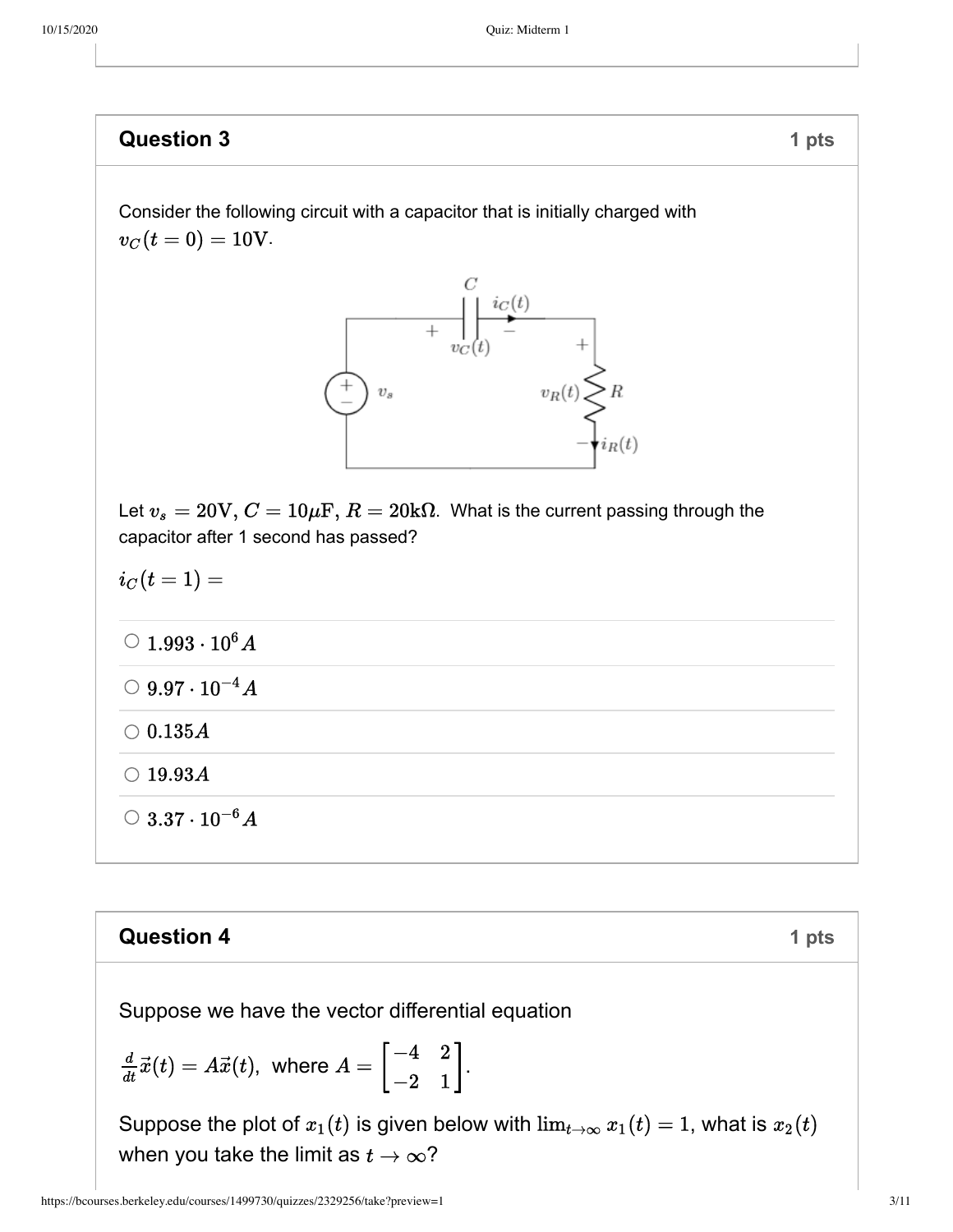## Question 3

1 pts

Consider the following circuit with a capacitor that is initially charged with $v_C(t=0) = 10\text{V}$.

Let $v_s = 20\text{V}$, $C = 10\mu\text{F}$, $R = 20\text{k}\Omega$. What is the current passing through the capacitor after 1 second has passed?

$i_C(t=1) =$

- $1.993 \cdot 10^6\,A$
- $9.97 \cdot 10^{-4}\,A$
- $0.135A$
- $19.93A$
- $3.37 \cdot 10^{-6}\,A$

## Question 4

1 pts

Suppose we have the vector differential equation

$\frac{d}{dt}\vec{x}(t) = A\vec{x}(t)$, where $A = \begin{bmatrix} -4 & 2 \\ -2 & 1 \end{bmatrix}$.

Suppose the plot of $x_1(t)$ is given below with $\lim_{t\to\infty} x_1(t) = 1$, what is $x_2(t)$ when you take the limit as $t \to \infty$?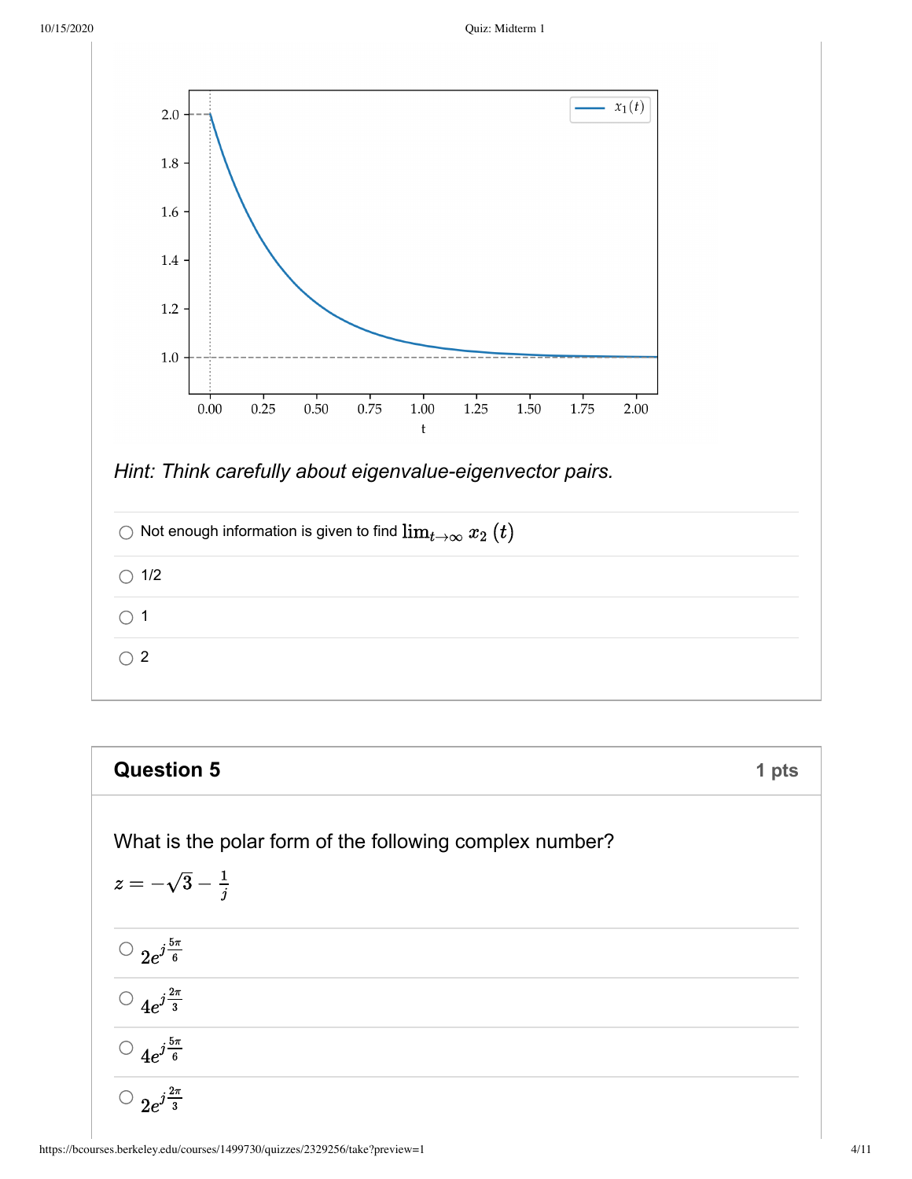*Hint: Think carefully about eigenvalue-eigenvector pairs.*

- Not enough information is given to find $\lim_{t\to\infty} x_2(t)$
- 1/2
- 1
- 2

## Question 5

1 pts

What is the polar form of the following complex number?

$z = -\sqrt{3} - \frac{1}{j}$

- $2e^{j\frac{5\pi}{6}}$
- $4e^{j\frac{2\pi}{3}}$
- $4e^{j\frac{5\pi}{6}}$
- $2e^{j\frac{2\pi}{3}}$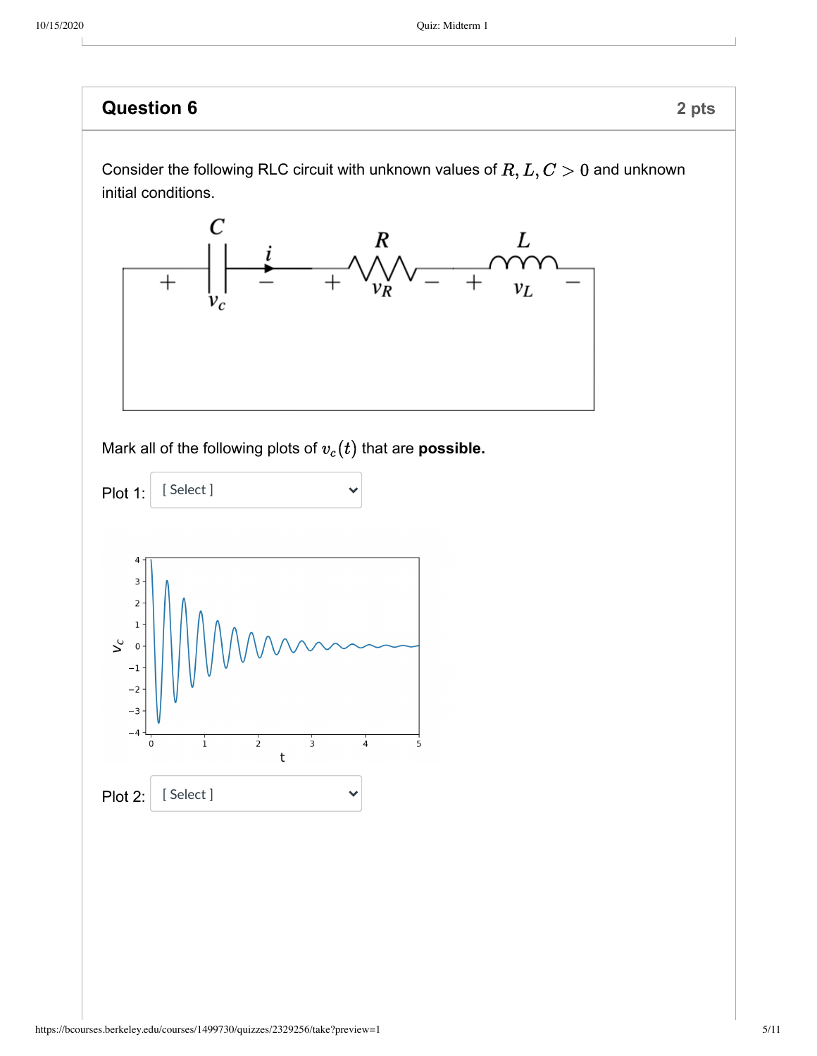## Question 6

2 pts

Consider the following RLC circuit with unknown values of $R, L, C > 0$ and unknown initial conditions.

Mark all of the following plots of $v_c(t)$ that are **possible.**

Plot 1: [ Select ]

Plot 2: [ Select ]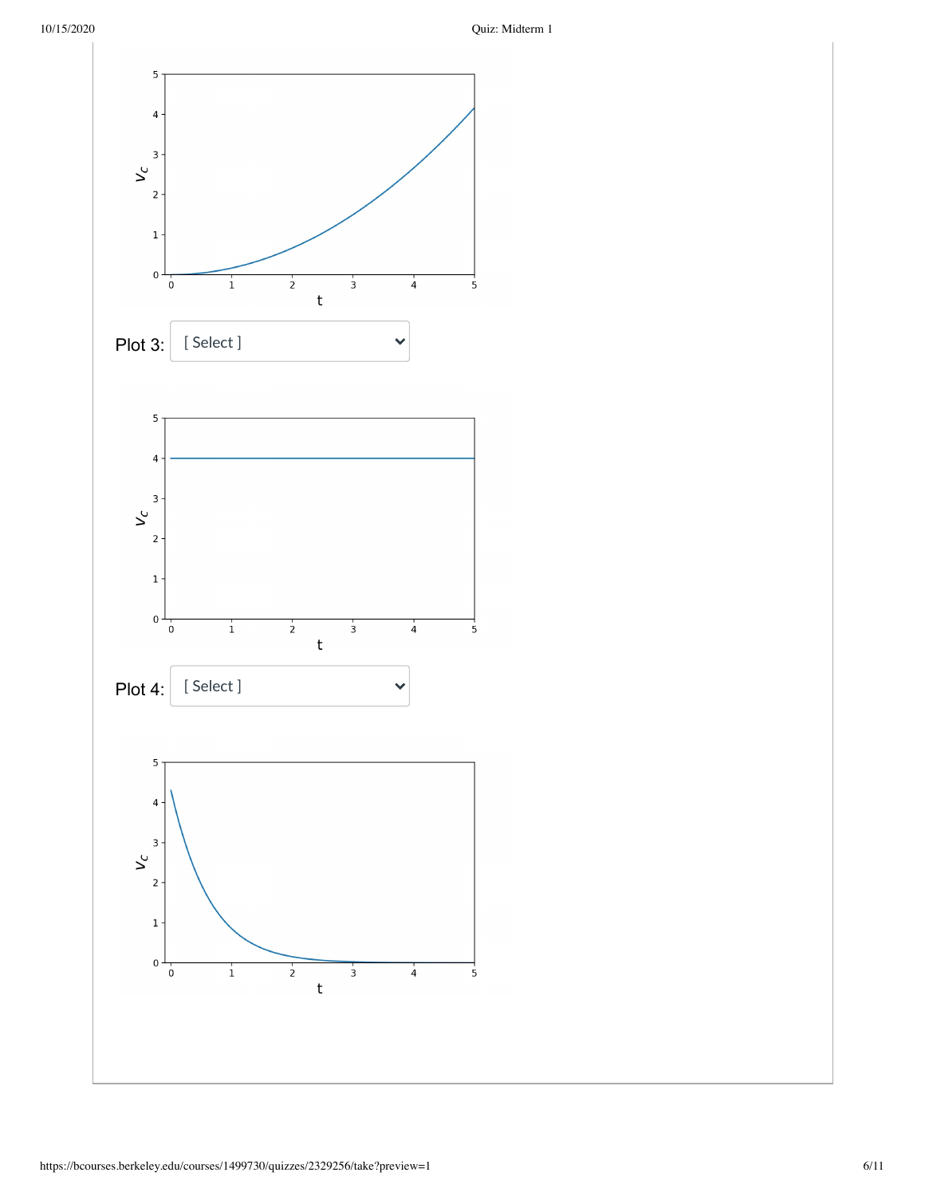Plot 3: [ Select ]

Plot 4: [ Select ]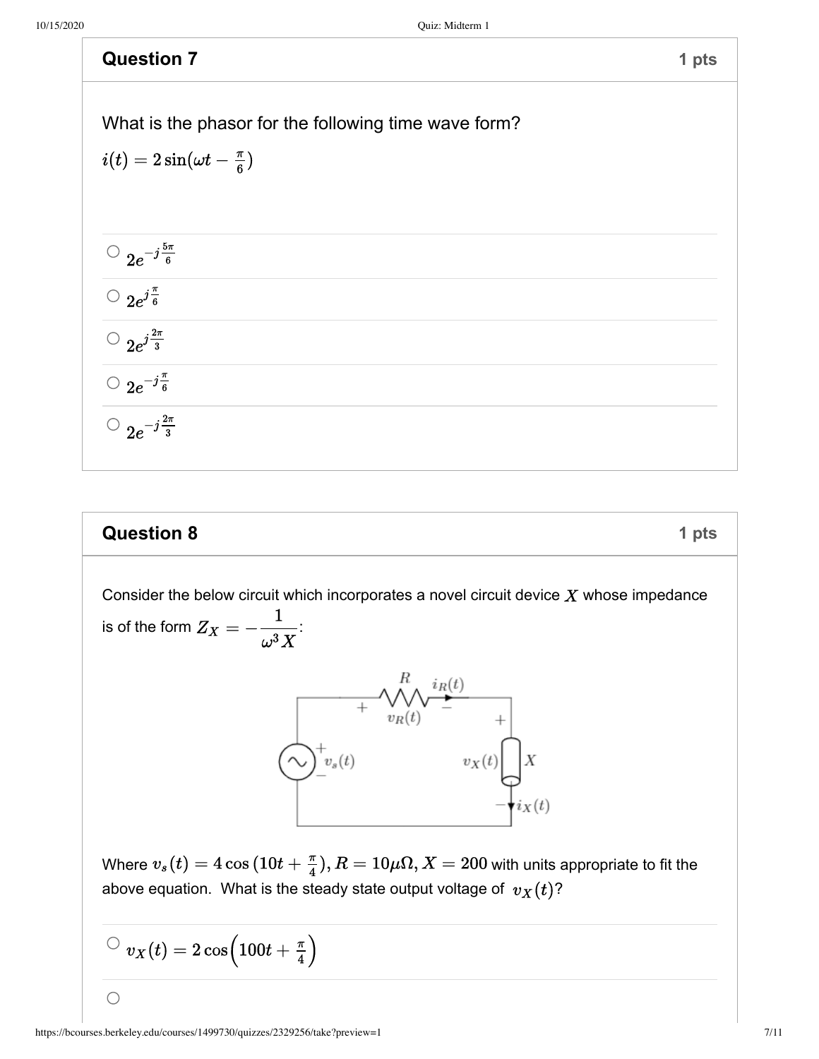## Question 7

1 pts

What is the phasor for the following time wave form?

$i(t) = 2\sin(\omega t - \frac{\pi}{6})$

- $2e^{-j\frac{5\pi}{6}}$
- $2e^{j\frac{\pi}{6}}$
- $2e^{j\frac{2\pi}{3}}$
- $2e^{-j\frac{\pi}{6}}$
- $2e^{-j\frac{2\pi}{3}}$

## Question 8

1 pts

Consider the below circuit which incorporates a novel circuit device $X$ whose impedance is of the form $Z_X = -\dfrac{1}{\omega^3 X}$:

Where $v_s(t) = 4\cos\left(10t + \frac{\pi}{4}\right), R = 10\mu\Omega, X = 200$ with units appropriate to fit the above equation. What is the steady state output voltage of $v_X(t)$?

- $v_X(t) = 2\cos\left(100t + \frac{\pi}{4}\right)$
-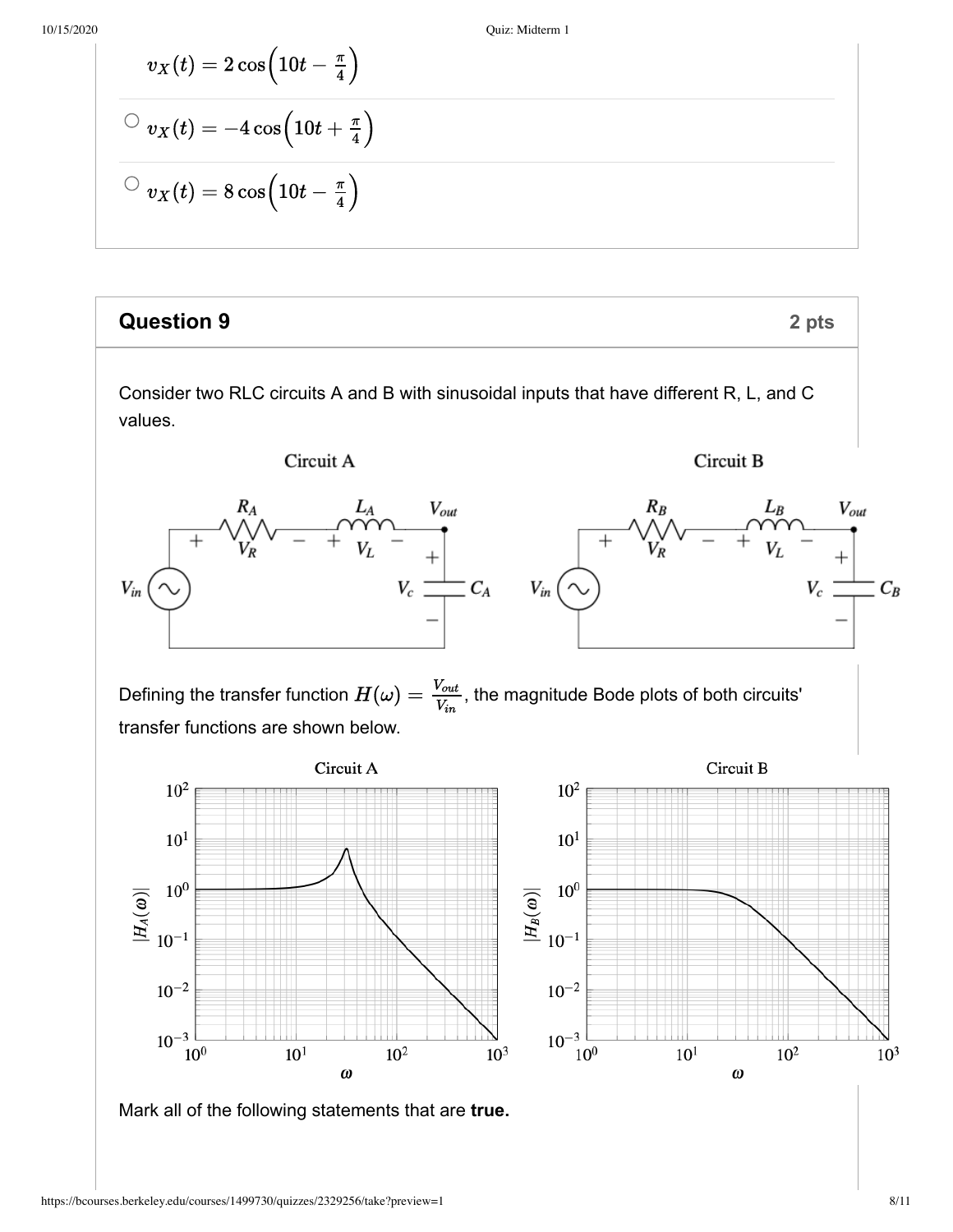$v_X(t) = 2\cos\left(10t - \frac{\pi}{4}\right)$

- $v_X(t) = -4\cos\left(10t + \frac{\pi}{4}\right)$
- $v_X(t) = 8\cos\left(10t - \frac{\pi}{4}\right)$

## Question 9

**2 pts**

Consider two RLC circuits A and B with sinusoidal inputs that have different R, L, and C values.

Circuit A

Circuit B

Defining the transfer function $H(\omega) = \frac{V_{out}}{V_{in}}$, the magnitude Bode plots of both circuits' transfer functions are shown below.

Circuit A

Circuit B

Mark all of the following statements that are **true.**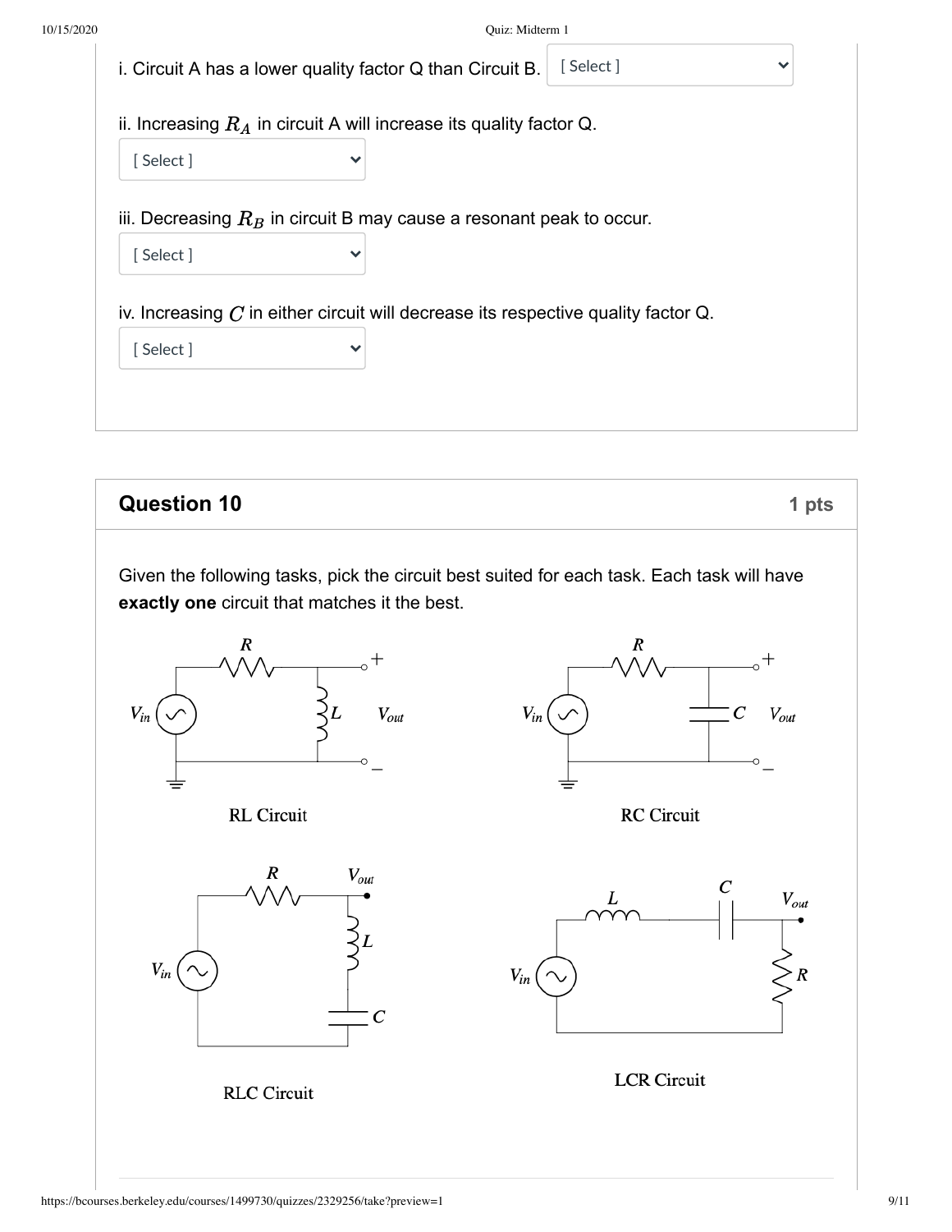i. Circuit A has a lower quality factor Q than Circuit B. [ Select ]

ii. Increasing $R_A$ in circuit A will increase its quality factor Q.

[ Select ]

iii. Decreasing $R_B$ in circuit B may cause a resonant peak to occur.

[ Select ]

iv. Increasing $C$ in either circuit will decrease its respective quality factor Q.

[ Select ]

## Question 10

**1 pts**

Given the following tasks, pick the circuit best suited for each task. Each task will have **exactly one** circuit that matches it the best.

RL Circuit

RC Circuit

RLC Circuit

LCR Circuit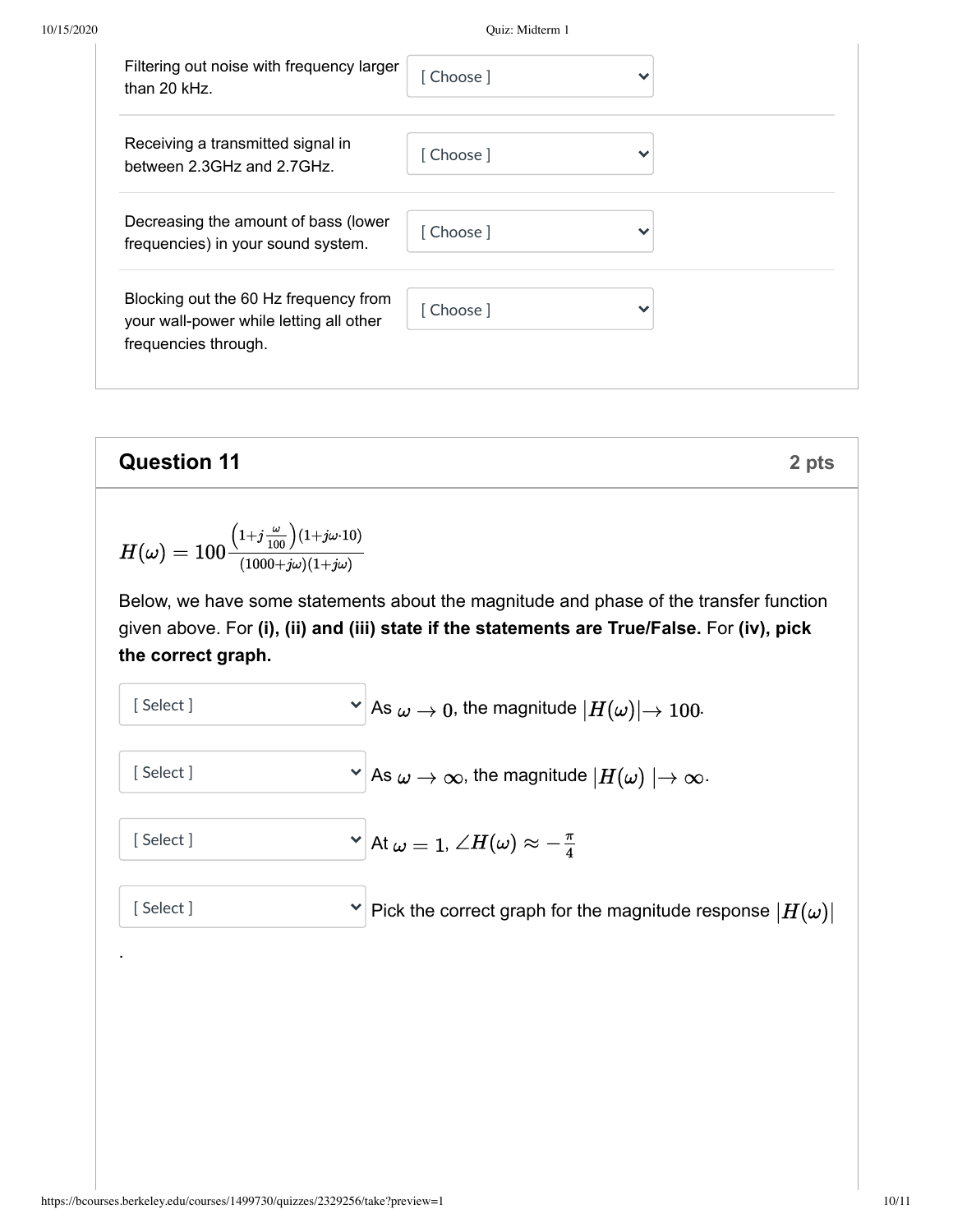| | |
|---|---|
| Filtering out noise with frequency larger than 20 kHz. | [ Choose ] |
| Receiving a transmitted signal in between 2.3GHz and 2.7GHz. | [ Choose ] |
| Decreasing the amount of bass (lower frequencies) in your sound system. | [ Choose ] |
| Blocking out the 60 Hz frequency from your wall-power while letting all other frequencies through. | [ Choose ] |

## Question 11

**2 pts**

$$H(\omega) = 100 \frac{\left(1+j\frac{\omega}{100}\right)(1+j\omega \cdot 10)}{(1000+j\omega)(1+j\omega)}$$

Below, we have some statements about the magnitude and phase of the transfer function given above. For **(i), (ii) and (iii) state if the statements are True/False.** For **(iv), pick the correct graph.**

[ Select ] As $\omega \to 0$, the magnitude $|H(\omega)| \to 100$.

[ Select ] As $\omega \to \infty$, the magnitude $|H(\omega)| \to \infty$.

[ Select ] At $\omega = 1$, $\angle H(\omega) \approx -\frac{\pi}{4}$

[ Select ] Pick the correct graph for the magnitude response $|H(\omega)|$

.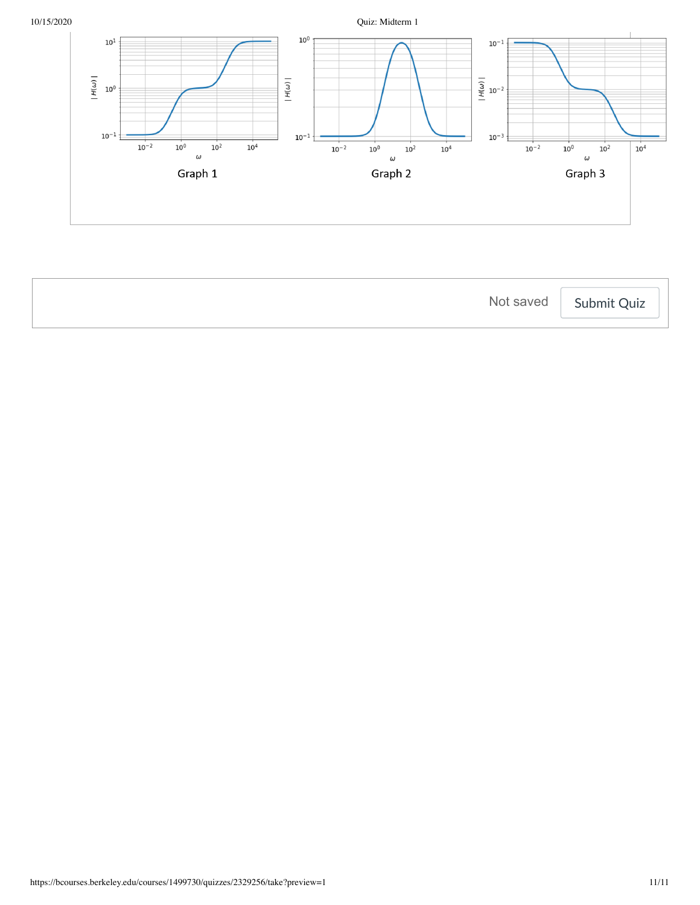$10^{1}$

$10^{0}$

$10^{-1}$

$|H(\omega)|$

$10^{-2}$ $10^{0}$ $10^{2}$ $10^{4}$

$\omega$

Graph 1

$10^{0}$

$10^{-1}$

$|H(\omega)|$

$10^{-2}$ $10^{0}$ $10^{2}$ $10^{4}$

$\omega$

Graph 2

$10^{-1}$

$10^{-2}$

$10^{-3}$

$|H(\omega)|$

$10^{-2}$ $10^{0}$ $10^{2}$ $10^{4}$

$\omega$

Graph 3

Not saved

Submit Quiz